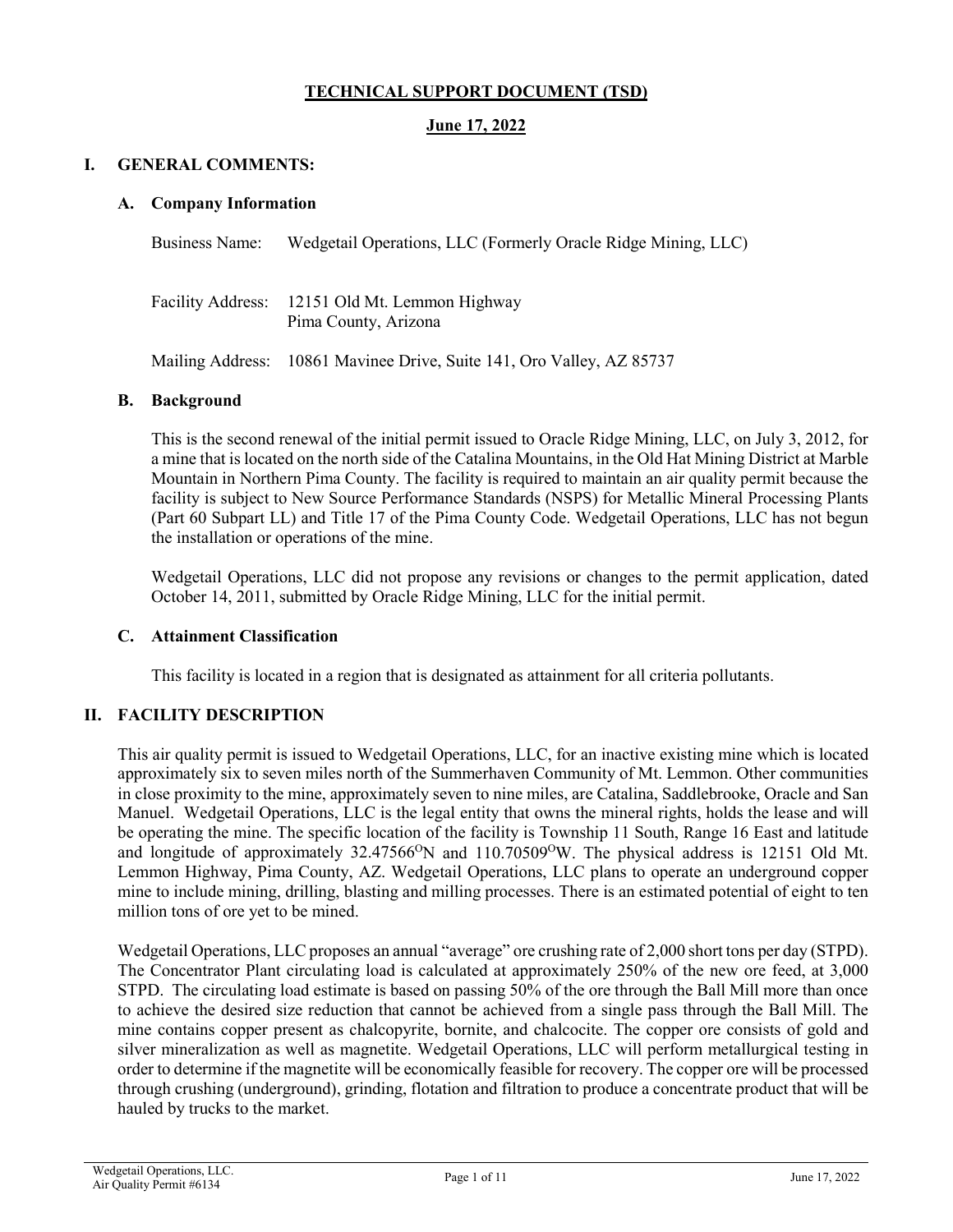# TECHNICAL SUPPORT DOCUMENT (TSD)

**June 17, 2022**

## I. GENERAL COMMENTS:

### A. Company Information

Business Name: Wedgetail Operations, LLC (Formerly Oracle Ridge Mining, LLC)

Facility Address: 12151 Old Mt. Lemmon Highway
Pima County, Arizona

Mailing Address: 10861 Mavinee Drive, Suite 141, Oro Valley, AZ 85737

### B. Background

This is the second renewal of the initial permit issued to Oracle Ridge Mining, LLC, on July 3, 2012, for a mine that is located on the north side of the Catalina Mountains, in the Old Hat Mining District at Marble Mountain in Northern Pima County. The facility is required to maintain an air quality permit because the facility is subject to New Source Performance Standards (NSPS) for Metallic Mineral Processing Plants (Part 60 Subpart LL) and Title 17 of the Pima County Code. Wedgetail Operations, LLC has not begun the installation or operations of the mine.

Wedgetail Operations, LLC did not propose any revisions or changes to the permit application, dated October 14, 2011, submitted by Oracle Ridge Mining, LLC for the initial permit.

### C. Attainment Classification

This facility is located in a region that is designated as attainment for all criteria pollutants.

## II. FACILITY DESCRIPTION

This air quality permit is issued to Wedgetail Operations, LLC, for an inactive existing mine which is located approximately six to seven miles north of the Summerhaven Community of Mt. Lemmon. Other communities in close proximity to the mine, approximately seven to nine miles, are Catalina, Saddlebrooke, Oracle and San Manuel. Wedgetail Operations, LLC is the legal entity that owns the mineral rights, holds the lease and will be operating the mine. The specific location of the facility is Township 11 South, Range 16 East and latitude and longitude of approximately 32.47566$^{O}$N and 110.70509$^{O}$W. The physical address is 12151 Old Mt. Lemmon Highway, Pima County, AZ. Wedgetail Operations, LLC plans to operate an underground copper mine to include mining, drilling, blasting and milling processes. There is an estimated potential of eight to ten million tons of ore yet to be mined.

Wedgetail Operations, LLC proposes an annual "average" ore crushing rate of 2,000 short tons per day (STPD). The Concentrator Plant circulating load is calculated at approximately 250% of the new ore feed, at 3,000 STPD. The circulating load estimate is based on passing 50% of the ore through the Ball Mill more than once to achieve the desired size reduction that cannot be achieved from a single pass through the Ball Mill. The mine contains copper present as chalcopyrite, bornite, and chalcocite. The copper ore consists of gold and silver mineralization as well as magnetite. Wedgetail Operations, LLC will perform metallurgical testing in order to determine if the magnetite will be economically feasible for recovery. The copper ore will be processed through crushing (underground), grinding, flotation and filtration to produce a concentrate product that will be hauled by trucks to the market.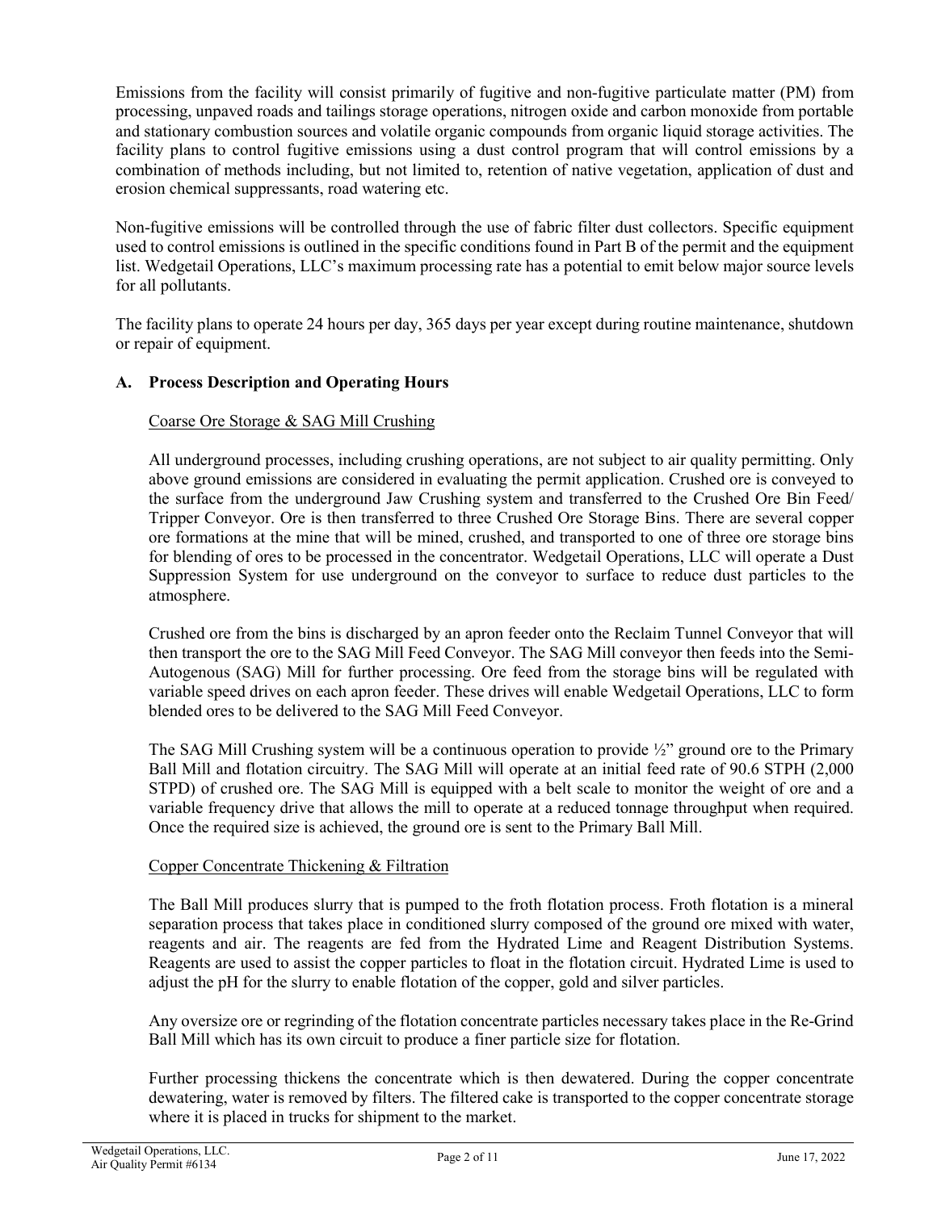Emissions from the facility will consist primarily of fugitive and non-fugitive particulate matter (PM) from processing, unpaved roads and tailings storage operations, nitrogen oxide and carbon monoxide from portable and stationary combustion sources and volatile organic compounds from organic liquid storage activities. The facility plans to control fugitive emissions using a dust control program that will control emissions by a combination of methods including, but not limited to, retention of native vegetation, application of dust and erosion chemical suppressants, road watering etc.

Non-fugitive emissions will be controlled through the use of fabric filter dust collectors. Specific equipment used to control emissions is outlined in the specific conditions found in Part B of the permit and the equipment list. Wedgetail Operations, LLC's maximum processing rate has a potential to emit below major source levels for all pollutants.

The facility plans to operate 24 hours per day, 365 days per year except during routine maintenance, shutdown or repair of equipment.

## A. Process Description and Operating Hours

### Coarse Ore Storage & SAG Mill Crushing

All underground processes, including crushing operations, are not subject to air quality permitting. Only above ground emissions are considered in evaluating the permit application. Crushed ore is conveyed to the surface from the underground Jaw Crushing system and transferred to the Crushed Ore Bin Feed/ Tripper Conveyor. Ore is then transferred to three Crushed Ore Storage Bins. There are several copper ore formations at the mine that will be mined, crushed, and transported to one of three ore storage bins for blending of ores to be processed in the concentrator. Wedgetail Operations, LLC will operate a Dust Suppression System for use underground on the conveyor to surface to reduce dust particles to the atmosphere.

Crushed ore from the bins is discharged by an apron feeder onto the Reclaim Tunnel Conveyor that will then transport the ore to the SAG Mill Feed Conveyor. The SAG Mill conveyor then feeds into the Semi-Autogenous (SAG) Mill for further processing. Ore feed from the storage bins will be regulated with variable speed drives on each apron feeder. These drives will enable Wedgetail Operations, LLC to form blended ores to be delivered to the SAG Mill Feed Conveyor.

The SAG Mill Crushing system will be a continuous operation to provide ½" ground ore to the Primary Ball Mill and flotation circuitry. The SAG Mill will operate at an initial feed rate of 90.6 STPH (2,000 STPD) of crushed ore. The SAG Mill is equipped with a belt scale to monitor the weight of ore and a variable frequency drive that allows the mill to operate at a reduced tonnage throughput when required. Once the required size is achieved, the ground ore is sent to the Primary Ball Mill.

### Copper Concentrate Thickening & Filtration

The Ball Mill produces slurry that is pumped to the froth flotation process. Froth flotation is a mineral separation process that takes place in conditioned slurry composed of the ground ore mixed with water, reagents and air. The reagents are fed from the Hydrated Lime and Reagent Distribution Systems. Reagents are used to assist the copper particles to float in the flotation circuit. Hydrated Lime is used to adjust the pH for the slurry to enable flotation of the copper, gold and silver particles.

Any oversize ore or regrinding of the flotation concentrate particles necessary takes place in the Re-Grind Ball Mill which has its own circuit to produce a finer particle size for flotation.

Further processing thickens the concentrate which is then dewatered. During the copper concentrate dewatering, water is removed by filters. The filtered cake is transported to the copper concentrate storage where it is placed in trucks for shipment to the market.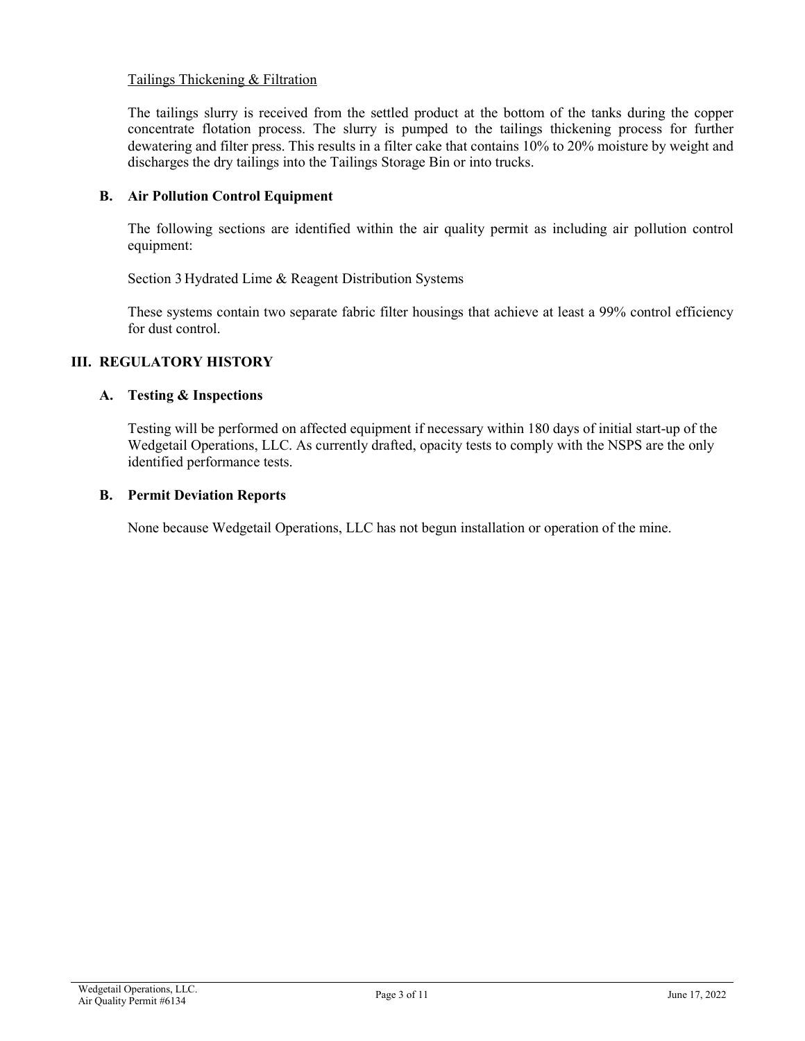Tailings Thickening & Filtration

The tailings slurry is received from the settled product at the bottom of the tanks during the copper concentrate flotation process. The slurry is pumped to the tailings thickening process for further dewatering and filter press. This results in a filter cake that contains 10% to 20% moisture by weight and discharges the dry tailings into the Tailings Storage Bin or into trucks.

### B. Air Pollution Control Equipment

The following sections are identified within the air quality permit as including air pollution control equipment:

Section 3 Hydrated Lime & Reagent Distribution Systems

These systems contain two separate fabric filter housings that achieve at least a 99% control efficiency for dust control.

## III. REGULATORY HISTORY

### A. Testing & Inspections

Testing will be performed on affected equipment if necessary within 180 days of initial start-up of the Wedgetail Operations, LLC. As currently drafted, opacity tests to comply with the NSPS are the only identified performance tests.

### B. Permit Deviation Reports

None because Wedgetail Operations, LLC has not begun installation or operation of the mine.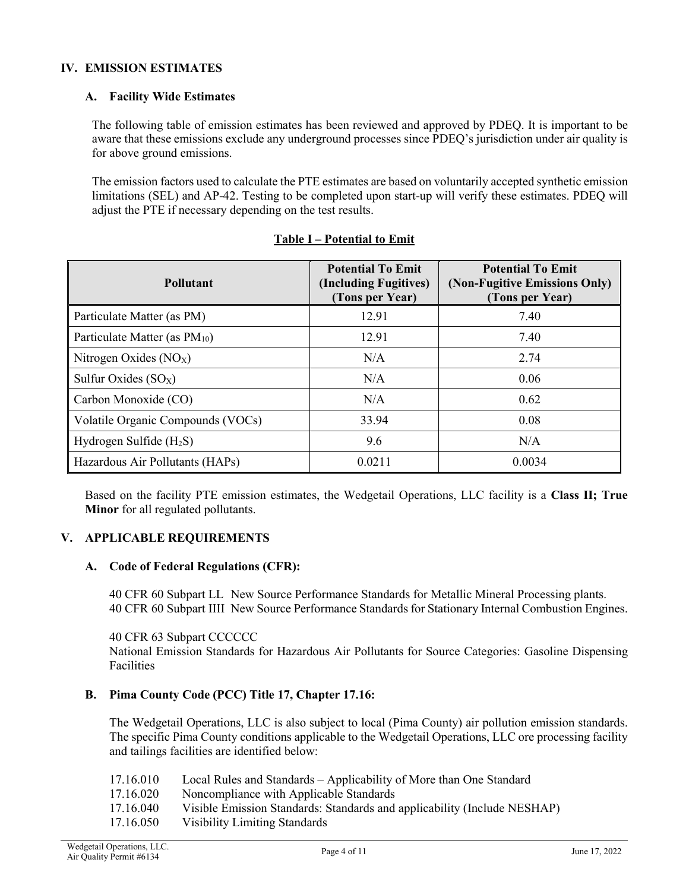## IV. EMISSION ESTIMATES

### A. Facility Wide Estimates

The following table of emission estimates has been reviewed and approved by PDEQ. It is important to be aware that these emissions exclude any underground processes since PDEQ's jurisdiction under air quality is for above ground emissions.

The emission factors used to calculate the PTE estimates are based on voluntarily accepted synthetic emission limitations (SEL) and AP-42. Testing to be completed upon start-up will verify these estimates. PDEQ will adjust the PTE if necessary depending on the test results.

**Table I – Potential to Emit**

| Pollutant | Potential To Emit (Including Fugitives) (Tons per Year) | Potential To Emit (Non-Fugitive Emissions Only) (Tons per Year) |
|---|---|---|
| Particulate Matter (as PM) | 12.91 | 7.40 |
| Particulate Matter (as $PM_{10}$) | 12.91 | 7.40 |
| Nitrogen Oxides ($NO_X$) | N/A | 2.74 |
| Sulfur Oxides ($SO_X$) | N/A | 0.06 |
| Carbon Monoxide (CO) | N/A | 0.62 |
| Volatile Organic Compounds (VOCs) | 33.94 | 0.08 |
| Hydrogen Sulfide ($H_2S$) | 9.6 | N/A |
| Hazardous Air Pollutants (HAPs) | 0.0211 | 0.0034 |

Based on the facility PTE emission estimates, the Wedgetail Operations, LLC facility is a **Class II; True Minor** for all regulated pollutants.

## V. APPLICABLE REQUIREMENTS

### A. Code of Federal Regulations (CFR):

40 CFR 60 Subpart LL New Source Performance Standards for Metallic Mineral Processing plants.
40 CFR 60 Subpart IIII New Source Performance Standards for Stationary Internal Combustion Engines.

40 CFR 63 Subpart CCCCCC
National Emission Standards for Hazardous Air Pollutants for Source Categories: Gasoline Dispensing Facilities

### B. Pima County Code (PCC) Title 17, Chapter 17.16:

The Wedgetail Operations, LLC is also subject to local (Pima County) air pollution emission standards. The specific Pima County conditions applicable to the Wedgetail Operations, LLC ore processing facility and tailings facilities are identified below:

17.16.010 Local Rules and Standards – Applicability of More than One Standard
17.16.020 Noncompliance with Applicable Standards
17.16.040 Visible Emission Standards: Standards and applicability (Include NESHAP)
17.16.050 Visibility Limiting Standards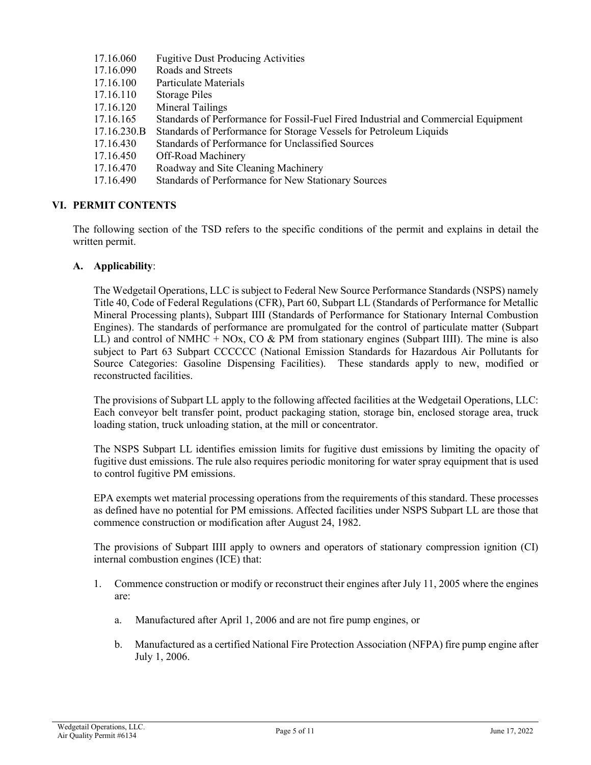| | |
|---|---|
| 17.16.060 | Fugitive Dust Producing Activities |
| 17.16.090 | Roads and Streets |
| 17.16.100 | Particulate Materials |
| 17.16.110 | Storage Piles |
| 17.16.120 | Mineral Tailings |
| 17.16.165 | Standards of Performance for Fossil-Fuel Fired Industrial and Commercial Equipment |
| 17.16.230.B | Standards of Performance for Storage Vessels for Petroleum Liquids |
| 17.16.430 | Standards of Performance for Unclassified Sources |
| 17.16.450 | Off-Road Machinery |
| 17.16.470 | Roadway and Site Cleaning Machinery |
| 17.16.490 | Standards of Performance for New Stationary Sources |

## VI. PERMIT CONTENTS

The following section of the TSD refers to the specific conditions of the permit and explains in detail the written permit.

### A. Applicability:

The Wedgetail Operations, LLC is subject to Federal New Source Performance Standards (NSPS) namely Title 40, Code of Federal Regulations (CFR), Part 60, Subpart LL (Standards of Performance for Metallic Mineral Processing plants), Subpart IIII (Standards of Performance for Stationary Internal Combustion Engines). The standards of performance are promulgated for the control of particulate matter (Subpart LL) and control of NMHC + NOx, CO & PM from stationary engines (Subpart IIII). The mine is also subject to Part 63 Subpart CCCCCC (National Emission Standards for Hazardous Air Pollutants for Source Categories: Gasoline Dispensing Facilities). These standards apply to new, modified or reconstructed facilities.

The provisions of Subpart LL apply to the following affected facilities at the Wedgetail Operations, LLC: Each conveyor belt transfer point, product packaging station, storage bin, enclosed storage area, truck loading station, truck unloading station, at the mill or concentrator.

The NSPS Subpart LL identifies emission limits for fugitive dust emissions by limiting the opacity of fugitive dust emissions. The rule also requires periodic monitoring for water spray equipment that is used to control fugitive PM emissions.

EPA exempts wet material processing operations from the requirements of this standard. These processes as defined have no potential for PM emissions. Affected facilities under NSPS Subpart LL are those that commence construction or modification after August 24, 1982.

The provisions of Subpart IIII apply to owners and operators of stationary compression ignition (CI) internal combustion engines (ICE) that:

1. Commence construction or modify or reconstruct their engines after July 11, 2005 where the engines are:

    a. Manufactured after April 1, 2006 and are not fire pump engines, or

    b. Manufactured as a certified National Fire Protection Association (NFPA) fire pump engine after July 1, 2006.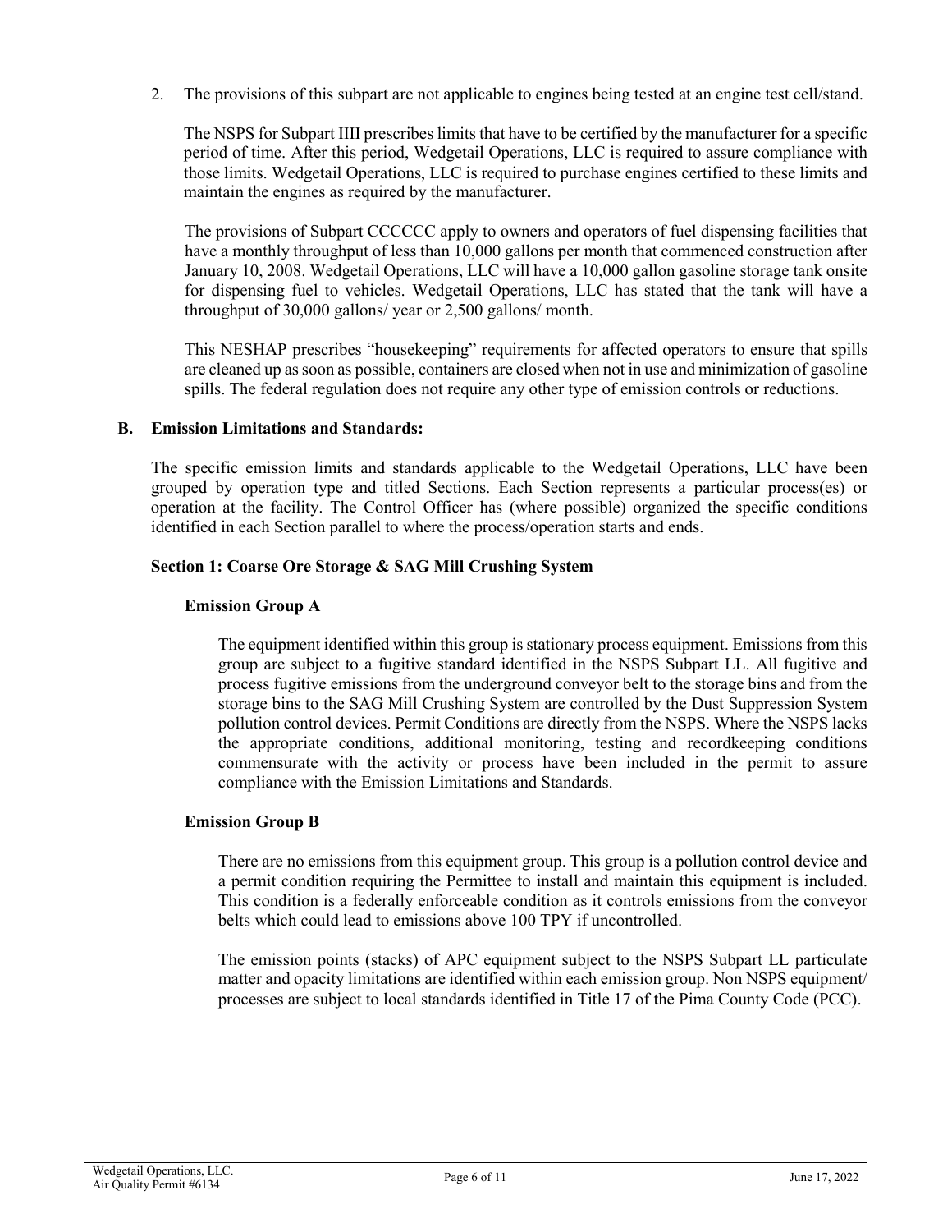2. The provisions of this subpart are not applicable to engines being tested at an engine test cell/stand.

   The NSPS for Subpart IIII prescribes limits that have to be certified by the manufacturer for a specific period of time. After this period, Wedgetail Operations, LLC is required to assure compliance with those limits. Wedgetail Operations, LLC is required to purchase engines certified to these limits and maintain the engines as required by the manufacturer.

   The provisions of Subpart CCCCCC apply to owners and operators of fuel dispensing facilities that have a monthly throughput of less than 10,000 gallons per month that commenced construction after January 10, 2008. Wedgetail Operations, LLC will have a 10,000 gallon gasoline storage tank onsite for dispensing fuel to vehicles. Wedgetail Operations, LLC has stated that the tank will have a throughput of 30,000 gallons/ year or 2,500 gallons/ month.

   This NESHAP prescribes "housekeeping" requirements for affected operators to ensure that spills are cleaned up as soon as possible, containers are closed when not in use and minimization of gasoline spills. The federal regulation does not require any other type of emission controls or reductions.

### B. Emission Limitations and Standards:

The specific emission limits and standards applicable to the Wedgetail Operations, LLC have been grouped by operation type and titled Sections. Each Section represents a particular process(es) or operation at the facility. The Control Officer has (where possible) organized the specific conditions identified in each Section parallel to where the process/operation starts and ends.

#### Section 1: Coarse Ore Storage & SAG Mill Crushing System

##### Emission Group A

The equipment identified within this group is stationary process equipment. Emissions from this group are subject to a fugitive standard identified in the NSPS Subpart LL. All fugitive and process fugitive emissions from the underground conveyor belt to the storage bins and from the storage bins to the SAG Mill Crushing System are controlled by the Dust Suppression System pollution control devices. Permit Conditions are directly from the NSPS. Where the NSPS lacks the appropriate conditions, additional monitoring, testing and recordkeeping conditions commensurate with the activity or process have been included in the permit to assure compliance with the Emission Limitations and Standards.

##### Emission Group B

There are no emissions from this equipment group. This group is a pollution control device and a permit condition requiring the Permittee to install and maintain this equipment is included. This condition is a federally enforceable condition as it controls emissions from the conveyor belts which could lead to emissions above 100 TPY if uncontrolled.

The emission points (stacks) of APC equipment subject to the NSPS Subpart LL particulate matter and opacity limitations are identified within each emission group. Non NSPS equipment/ processes are subject to local standards identified in Title 17 of the Pima County Code (PCC).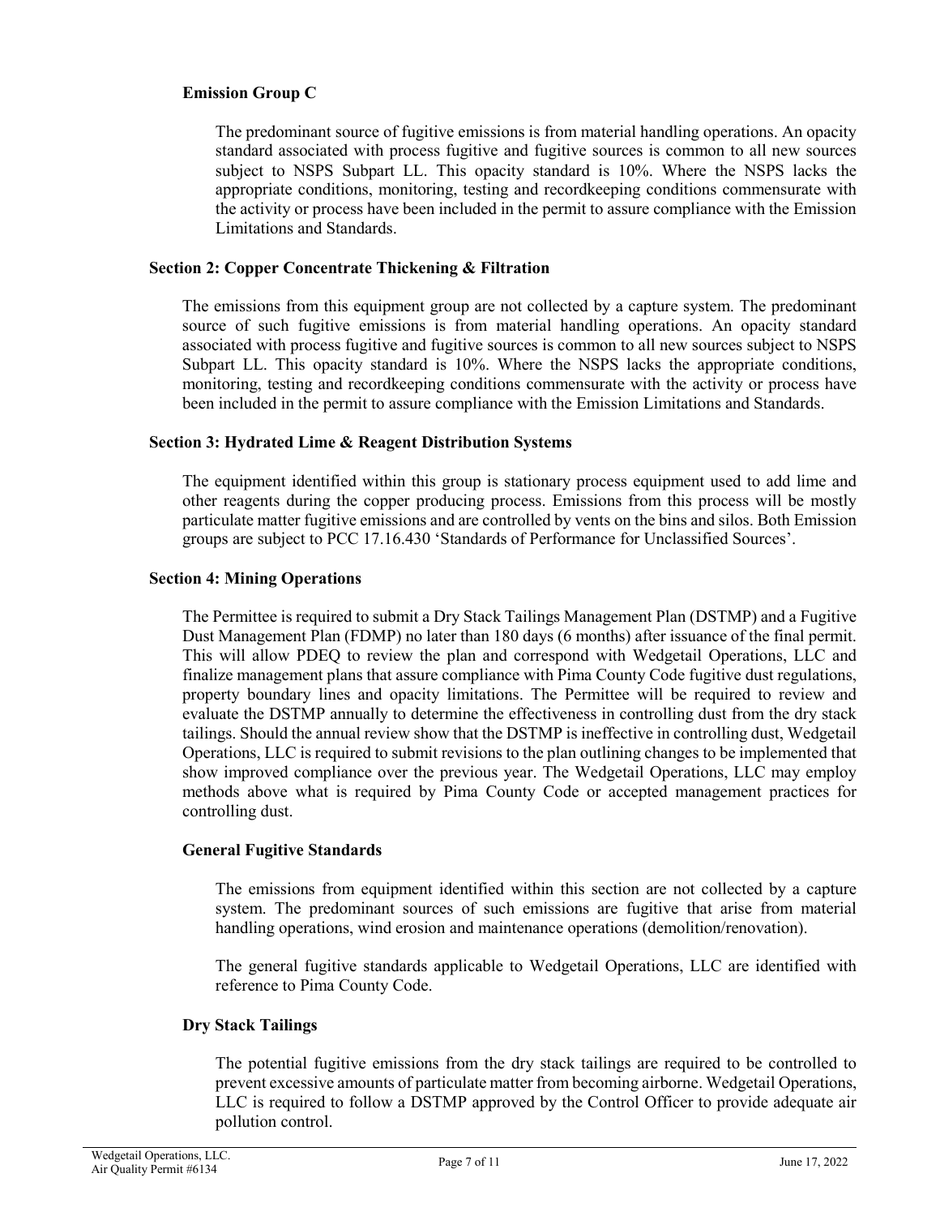### Emission Group C

The predominant source of fugitive emissions is from material handling operations. An opacity standard associated with process fugitive and fugitive sources is common to all new sources subject to NSPS Subpart LL. This opacity standard is 10%. Where the NSPS lacks the appropriate conditions, monitoring, testing and recordkeeping conditions commensurate with the activity or process have been included in the permit to assure compliance with the Emission Limitations and Standards.

## Section 2: Copper Concentrate Thickening & Filtration

The emissions from this equipment group are not collected by a capture system. The predominant source of such fugitive emissions is from material handling operations. An opacity standard associated with process fugitive and fugitive sources is common to all new sources subject to NSPS Subpart LL. This opacity standard is 10%. Where the NSPS lacks the appropriate conditions, monitoring, testing and recordkeeping conditions commensurate with the activity or process have been included in the permit to assure compliance with the Emission Limitations and Standards.

## Section 3: Hydrated Lime & Reagent Distribution Systems

The equipment identified within this group is stationary process equipment used to add lime and other reagents during the copper producing process. Emissions from this process will be mostly particulate matter fugitive emissions and are controlled by vents on the bins and silos. Both Emission groups are subject to PCC 17.16.430 'Standards of Performance for Unclassified Sources'.

## Section 4: Mining Operations

The Permittee is required to submit a Dry Stack Tailings Management Plan (DSTMP) and a Fugitive Dust Management Plan (FDMP) no later than 180 days (6 months) after issuance of the final permit. This will allow PDEQ to review the plan and correspond with Wedgetail Operations, LLC and finalize management plans that assure compliance with Pima County Code fugitive dust regulations, property boundary lines and opacity limitations. The Permittee will be required to review and evaluate the DSTMP annually to determine the effectiveness in controlling dust from the dry stack tailings. Should the annual review show that the DSTMP is ineffective in controlling dust, Wedgetail Operations, LLC is required to submit revisions to the plan outlining changes to be implemented that show improved compliance over the previous year. The Wedgetail Operations, LLC may employ methods above what is required by Pima County Code or accepted management practices for controlling dust.

### General Fugitive Standards

The emissions from equipment identified within this section are not collected by a capture system. The predominant sources of such emissions are fugitive that arise from material handling operations, wind erosion and maintenance operations (demolition/renovation).

The general fugitive standards applicable to Wedgetail Operations, LLC are identified with reference to Pima County Code.

### Dry Stack Tailings

The potential fugitive emissions from the dry stack tailings are required to be controlled to prevent excessive amounts of particulate matter from becoming airborne. Wedgetail Operations, LLC is required to follow a DSTMP approved by the Control Officer to provide adequate air pollution control.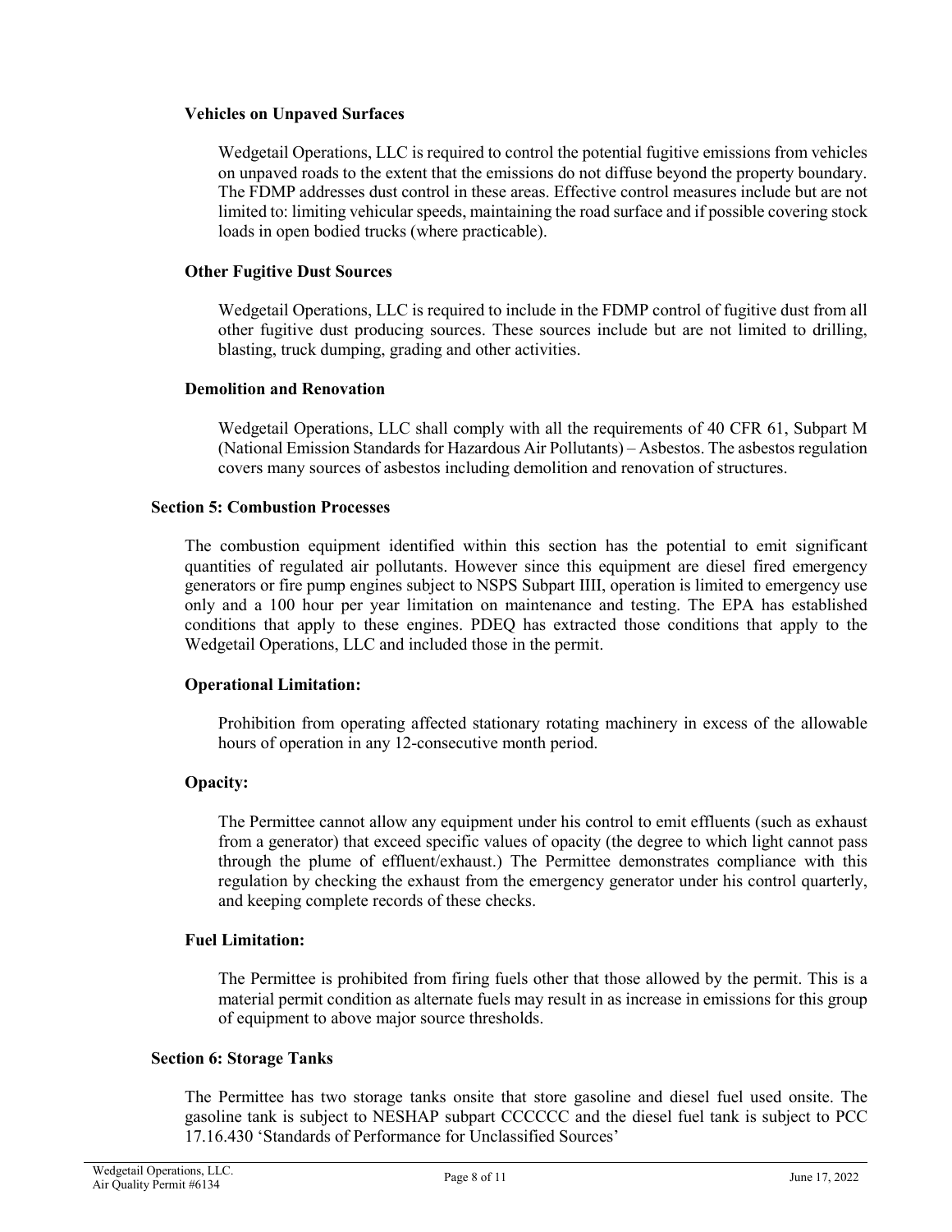### Vehicles on Unpaved Surfaces

Wedgetail Operations, LLC is required to control the potential fugitive emissions from vehicles on unpaved roads to the extent that the emissions do not diffuse beyond the property boundary. The FDMP addresses dust control in these areas. Effective control measures include but are not limited to: limiting vehicular speeds, maintaining the road surface and if possible covering stock loads in open bodied trucks (where practicable).

### Other Fugitive Dust Sources

Wedgetail Operations, LLC is required to include in the FDMP control of fugitive dust from all other fugitive dust producing sources. These sources include but are not limited to drilling, blasting, truck dumping, grading and other activities.

### Demolition and Renovation

Wedgetail Operations, LLC shall comply with all the requirements of 40 CFR 61, Subpart M (National Emission Standards for Hazardous Air Pollutants) – Asbestos. The asbestos regulation covers many sources of asbestos including demolition and renovation of structures.

## Section 5: Combustion Processes

The combustion equipment identified within this section has the potential to emit significant quantities of regulated air pollutants. However since this equipment are diesel fired emergency generators or fire pump engines subject to NSPS Subpart IIII, operation is limited to emergency use only and a 100 hour per year limitation on maintenance and testing. The EPA has established conditions that apply to these engines. PDEQ has extracted those conditions that apply to the Wedgetail Operations, LLC and included those in the permit.

### Operational Limitation:

Prohibition from operating affected stationary rotating machinery in excess of the allowable hours of operation in any 12-consecutive month period.

### Opacity:

The Permittee cannot allow any equipment under his control to emit effluents (such as exhaust from a generator) that exceed specific values of opacity (the degree to which light cannot pass through the plume of effluent/exhaust.) The Permittee demonstrates compliance with this regulation by checking the exhaust from the emergency generator under his control quarterly, and keeping complete records of these checks.

### Fuel Limitation:

The Permittee is prohibited from firing fuels other that those allowed by the permit. This is a material permit condition as alternate fuels may result in as increase in emissions for this group of equipment to above major source thresholds.

## Section 6: Storage Tanks

The Permittee has two storage tanks onsite that store gasoline and diesel fuel used onsite. The gasoline tank is subject to NESHAP subpart CCCCCC and the diesel fuel tank is subject to PCC 17.16.430 'Standards of Performance for Unclassified Sources'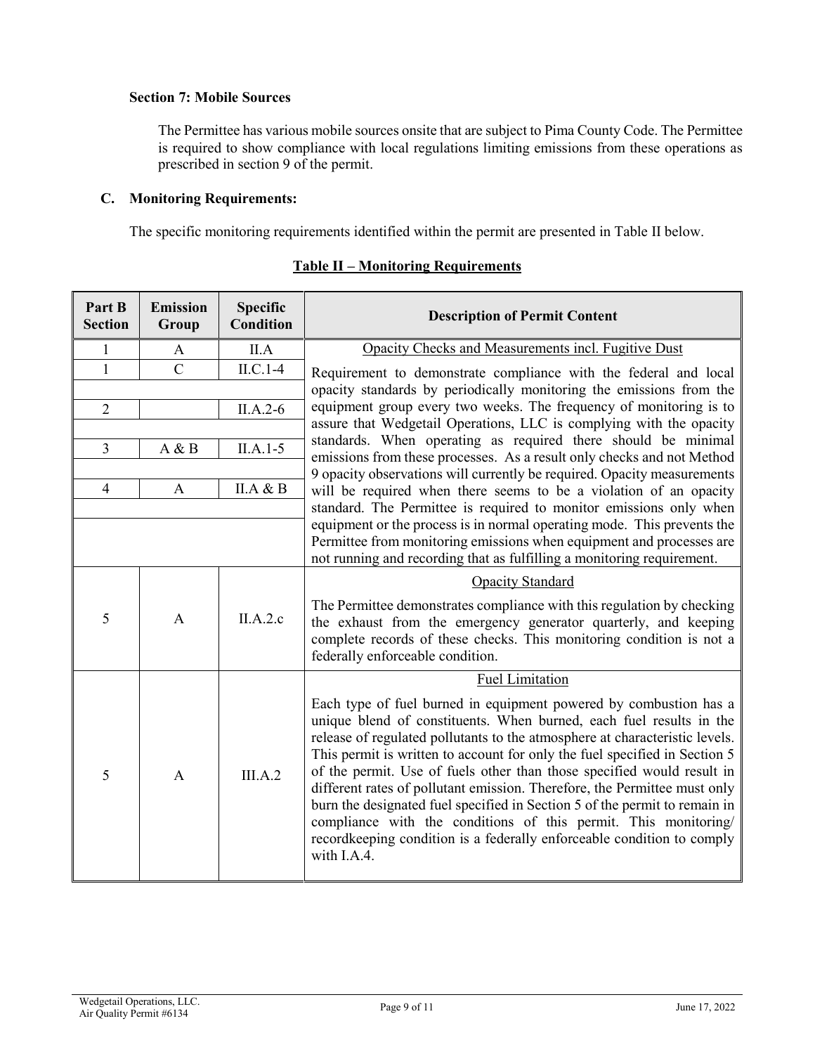**Section 7: Mobile Sources**

The Permittee has various mobile sources onsite that are subject to Pima County Code. The Permittee is required to show compliance with local regulations limiting emissions from these operations as prescribed in section 9 of the permit.

## C. Monitoring Requirements:

The specific monitoring requirements identified within the permit are presented in Table II below.

**Table II – Monitoring Requirements**

| Part B Section | Emission Group | Specific Condition | Description of Permit Content |
|---|---|---|---|
| 1 | A | II.A | Opacity Checks and Measurements incl. Fugitive Dust<br><br>Requirement to demonstrate compliance with the federal and local opacity standards by periodically monitoring the emissions from the equipment group every two weeks. The frequency of monitoring is to assure that Wedgetail Operations, LLC is complying with the opacity standards. When operating as required there should be minimal emissions from these processes. As a result only checks and not Method 9 opacity observations will currently be required. Opacity measurements will be required when there seems to be a violation of an opacity standard. The Permittee is required to monitor emissions only when equipment or the process is in normal operating mode. This prevents the Permittee from monitoring emissions when equipment and processes are not running and recording that as fulfilling a monitoring requirement. |
| 1 | C | II.C.1-4 | |
| 2 | | II.A.2-6 | |
| 3 | A & B | II.A.1-5 | |
| 4 | A | II.A & B | |
| 5 | A | II.A.2.c | Opacity Standard<br><br>The Permittee demonstrates compliance with this regulation by checking the exhaust from the emergency generator quarterly, and keeping complete records of these checks. This monitoring condition is not a federally enforceable condition. |
| 5 | A | III.A.2 | Fuel Limitation<br><br>Each type of fuel burned in equipment powered by combustion has a unique blend of constituents. When burned, each fuel results in the release of regulated pollutants to the atmosphere at characteristic levels. This permit is written to account for only the fuel specified in Section 5 of the permit. Use of fuels other than those specified would result in different rates of pollutant emission. Therefore, the Permittee must only burn the designated fuel specified in Section 5 of the permit to remain in compliance with the conditions of this permit. This monitoring/ recordkeeping condition is a federally enforceable condition to comply with I.A.4. |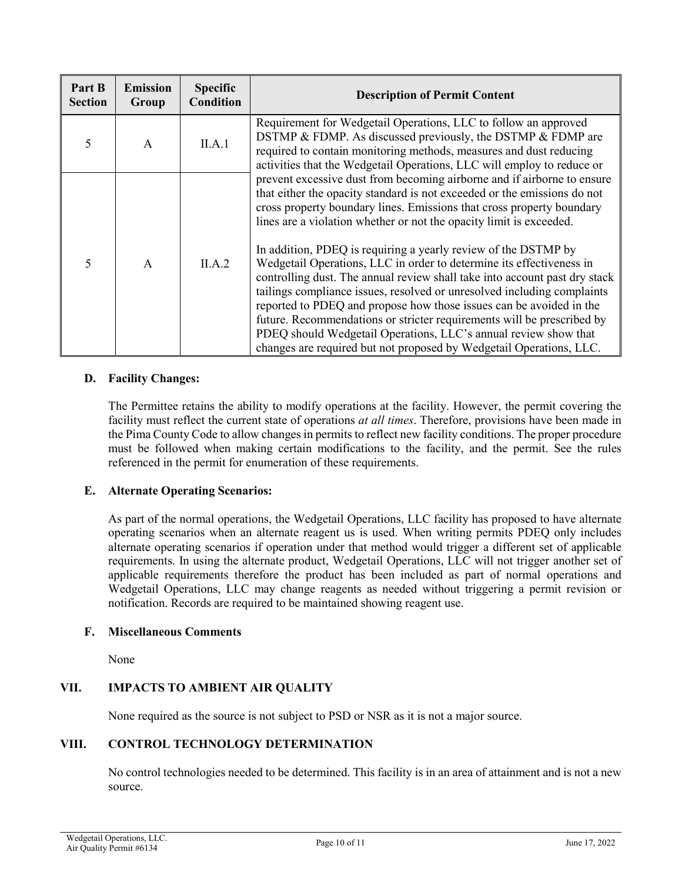| Part B Section | Emission Group | Specific Condition | Description of Permit Content |
|---|---|---|---|
| 5 | A | II.A.1 | Requirement for Wedgetail Operations, LLC to follow an approved DSTMP & FDMP. As discussed previously, the DSTMP & FDMP are required to contain monitoring methods, measures and dust reducing activities that the Wedgetail Operations, LLC will employ to reduce or prevent excessive dust from becoming airborne and if airborne to ensure that either the opacity standard is not exceeded or the emissions do not cross property boundary lines. Emissions that cross property boundary lines are a violation whether or not the opacity limit is exceeded.<br><br>In addition, PDEQ is requiring a yearly review of the DSTMP by Wedgetail Operations, LLC in order to determine its effectiveness in controlling dust. The annual review shall take into account past dry stack tailings compliance issues, resolved or unresolved including complaints reported to PDEQ and propose how those issues can be avoided in the future. Recommendations or stricter requirements will be prescribed by PDEQ should Wedgetail Operations, LLC's annual review show that changes are required but not proposed by Wedgetail Operations, LLC. |
| 5 | A | II.A.2 | |

### D. Facility Changes:

The Permittee retains the ability to modify operations at the facility. However, the permit covering the facility must reflect the current state of operations *at all times*. Therefore, provisions have been made in the Pima County Code to allow changes in permits to reflect new facility conditions. The proper procedure must be followed when making certain modifications to the facility, and the permit. See the rules referenced in the permit for enumeration of these requirements.

### E. Alternate Operating Scenarios:

As part of the normal operations, the Wedgetail Operations, LLC facility has proposed to have alternate operating scenarios when an alternate reagent us is used. When writing permits PDEQ only includes alternate operating scenarios if operation under that method would trigger a different set of applicable requirements. In using the alternate product, Wedgetail Operations, LLC will not trigger another set of applicable requirements therefore the product has been included as part of normal operations and Wedgetail Operations, LLC may change reagents as needed without triggering a permit revision or notification. Records are required to be maintained showing reagent use.

### F. Miscellaneous Comments

None

## VII. IMPACTS TO AMBIENT AIR QUALITY

None required as the source is not subject to PSD or NSR as it is not a major source.

## VIII. CONTROL TECHNOLOGY DETERMINATION

No control technologies needed to be determined. This facility is in an area of attainment and is not a new source.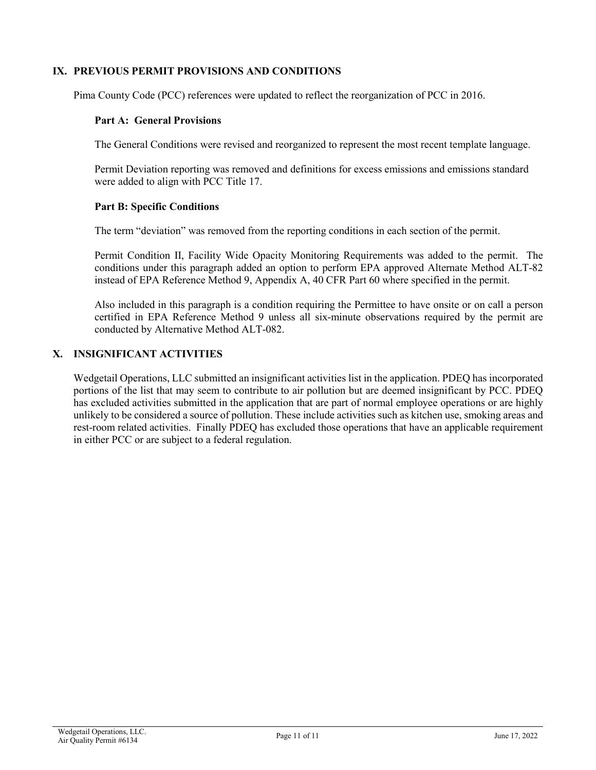## IX. PREVIOUS PERMIT PROVISIONS AND CONDITIONS

Pima County Code (PCC) references were updated to reflect the reorganization of PCC in 2016.

### Part A: General Provisions

The General Conditions were revised and reorganized to represent the most recent template language.

Permit Deviation reporting was removed and definitions for excess emissions and emissions standard were added to align with PCC Title 17.

### Part B: Specific Conditions

The term "deviation" was removed from the reporting conditions in each section of the permit.

Permit Condition II, Facility Wide Opacity Monitoring Requirements was added to the permit. The conditions under this paragraph added an option to perform EPA approved Alternate Method ALT-82 instead of EPA Reference Method 9, Appendix A, 40 CFR Part 60 where specified in the permit.

Also included in this paragraph is a condition requiring the Permittee to have onsite or on call a person certified in EPA Reference Method 9 unless all six-minute observations required by the permit are conducted by Alternative Method ALT-082.

## X. INSIGNIFICANT ACTIVITIES

Wedgetail Operations, LLC submitted an insignificant activities list in the application. PDEQ has incorporated portions of the list that may seem to contribute to air pollution but are deemed insignificant by PCC. PDEQ has excluded activities submitted in the application that are part of normal employee operations or are highly unlikely to be considered a source of pollution. These include activities such as kitchen use, smoking areas and rest-room related activities. Finally PDEQ has excluded those operations that have an applicable requirement in either PCC or are subject to a federal regulation.